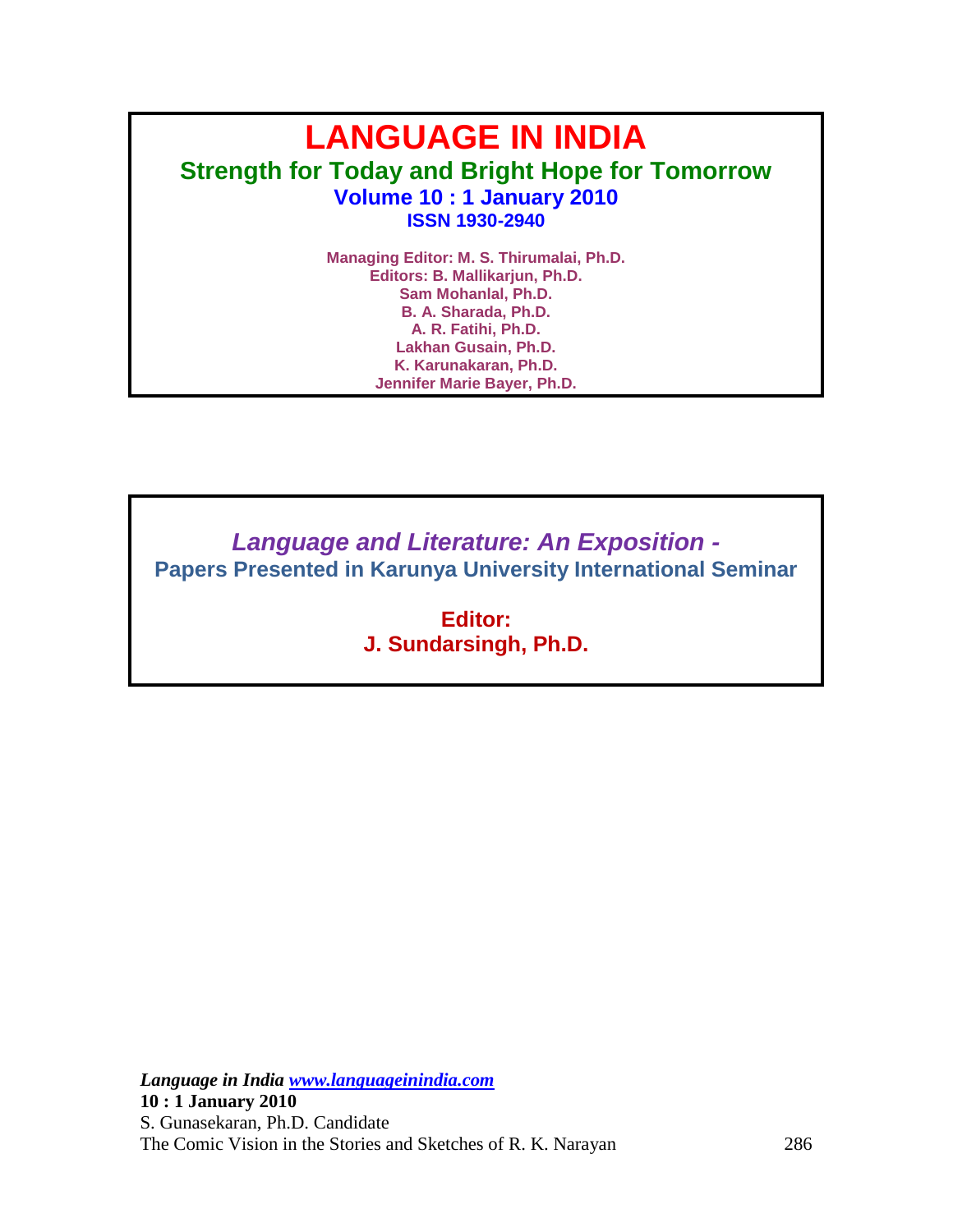# LANGUAGE IN INDIA

## Strength for Today and Bright Hope for Tomorrow

**Volume 10 : 1 January 2010**

**ISSN 1930-2940**

**Managing Editor: M. S. Thirumalai, Ph.D.**
**Editors: B. Mallikarjun, Ph.D.**
**Sam Mohanlal, Ph.D.**
**B. A. Sharada, Ph.D.**
**A. R. Fatihi, Ph.D.**
**Lakhan Gusain, Ph.D.**
**K. Karunakaran, Ph.D.**
**Jennifer Marie Bayer, Ph.D.**

## *Language and Literature: An Exposition -*

**Papers Presented in Karunya University International Seminar**

**Editor:**
**J. Sundarsingh, Ph.D.**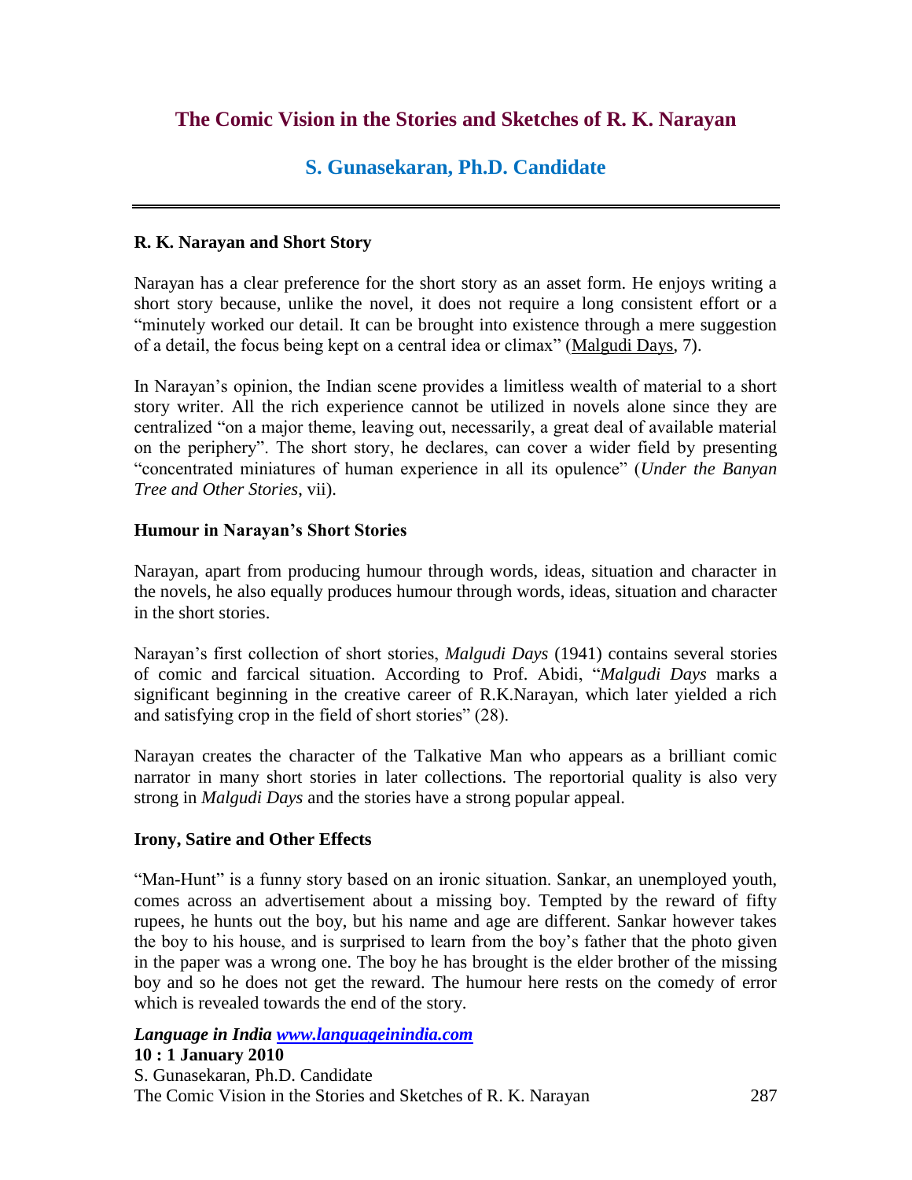# The Comic Vision in the Stories and Sketches of R. K. Narayan

## S. Gunasekaran, Ph.D. Candidate

---

### R. K. Narayan and Short Story

Narayan has a clear preference for the short story as an asset form. He enjoys writing a short story because, unlike the novel, it does not require a long consistent effort or a "minutely worked our detail. It can be brought into existence through a mere suggestion of a detail, the focus being kept on a central idea or climax" (Malgudi Days, 7).

In Narayan's opinion, the Indian scene provides a limitless wealth of material to a short story writer. All the rich experience cannot be utilized in novels alone since they are centralized "on a major theme, leaving out, necessarily, a great deal of available material on the periphery". The short story, he declares, can cover a wider field by presenting "concentrated miniatures of human experience in all its opulence" (*Under the Banyan Tree and Other Stories*, vii).

### Humour in Narayan's Short Stories

Narayan, apart from producing humour through words, ideas, situation and character in the novels, he also equally produces humour through words, ideas, situation and character in the short stories.

Narayan's first collection of short stories, *Malgudi Days* (1941) contains several stories of comic and farcical situation. According to Prof. Abidi, "*Malgudi Days* marks a significant beginning in the creative career of R.K.Narayan, which later yielded a rich and satisfying crop in the field of short stories" (28).

Narayan creates the character of the Talkative Man who appears as a brilliant comic narrator in many short stories in later collections. The reportorial quality is also very strong in *Malgudi Days* and the stories have a strong popular appeal.

### Irony, Satire and Other Effects

"Man-Hunt" is a funny story based on an ironic situation. Sankar, an unemployed youth, comes across an advertisement about a missing boy. Tempted by the reward of fifty rupees, he hunts out the boy, but his name and age are different. Sankar however takes the boy to his house, and is surprised to learn from the boy's father that the photo given in the paper was a wrong one. The boy he has brought is the elder brother of the missing boy and so he does not get the reward. The humour here rests on the comedy of error which is revealed towards the end of the story.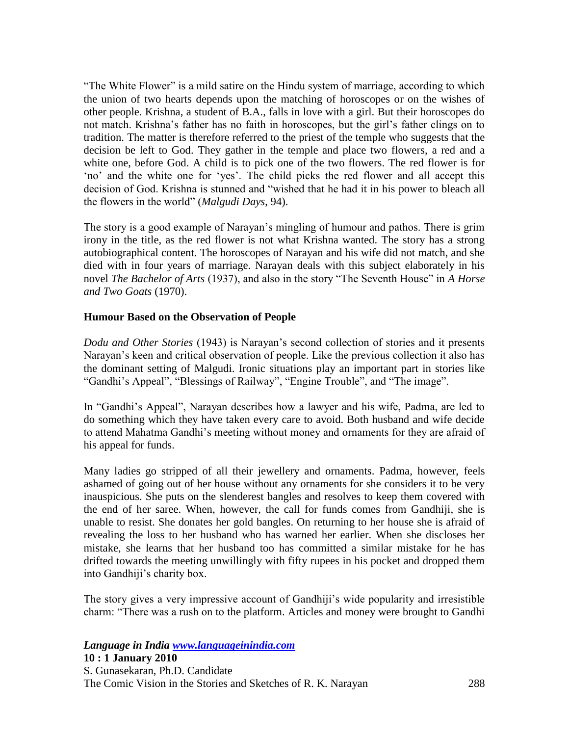"The White Flower" is a mild satire on the Hindu system of marriage, according to which the union of two hearts depends upon the matching of horoscopes or on the wishes of other people. Krishna, a student of B.A., falls in love with a girl. But their horoscopes do not match. Krishna's father has no faith in horoscopes, but the girl's father clings on to tradition. The matter is therefore referred to the priest of the temple who suggests that the decision be left to God. They gather in the temple and place two flowers, a red and a white one, before God. A child is to pick one of the two flowers. The red flower is for 'no' and the white one for 'yes'. The child picks the red flower and all accept this decision of God. Krishna is stunned and "wished that he had it in his power to bleach all the flowers in the world" (*Malgudi Days*, 94).

The story is a good example of Narayan's mingling of humour and pathos. There is grim irony in the title, as the red flower is not what Krishna wanted. The story has a strong autobiographical content. The horoscopes of Narayan and his wife did not match, and she died with in four years of marriage. Narayan deals with this subject elaborately in his novel *The Bachelor of Arts* (1937), and also in the story "The Seventh House" in *A Horse and Two Goats* (1970).

**Humour Based on the Observation of People**

*Dodu and Other Stories* (1943) is Narayan's second collection of stories and it presents Narayan's keen and critical observation of people. Like the previous collection it also has the dominant setting of Malgudi. Ironic situations play an important part in stories like "Gandhi's Appeal", "Blessings of Railway", "Engine Trouble", and "The image".

In "Gandhi's Appeal", Narayan describes how a lawyer and his wife, Padma, are led to do something which they have taken every care to avoid. Both husband and wife decide to attend Mahatma Gandhi's meeting without money and ornaments for they are afraid of his appeal for funds.

Many ladies go stripped of all their jewellery and ornaments. Padma, however, feels ashamed of going out of her house without any ornaments for she considers it to be very inauspicious. She puts on the slenderest bangles and resolves to keep them covered with the end of her saree. When, however, the call for funds comes from Gandhiji, she is unable to resist. She donates her gold bangles. On returning to her house she is afraid of revealing the loss to her husband who has warned her earlier. When she discloses her mistake, she learns that her husband too has committed a similar mistake for he has drifted towards the meeting unwillingly with fifty rupees in his pocket and dropped them into Gandhiji's charity box.

The story gives a very impressive account of Gandhiji's wide popularity and irresistible charm: "There was a rush on to the platform. Articles and money were brought to Gandhi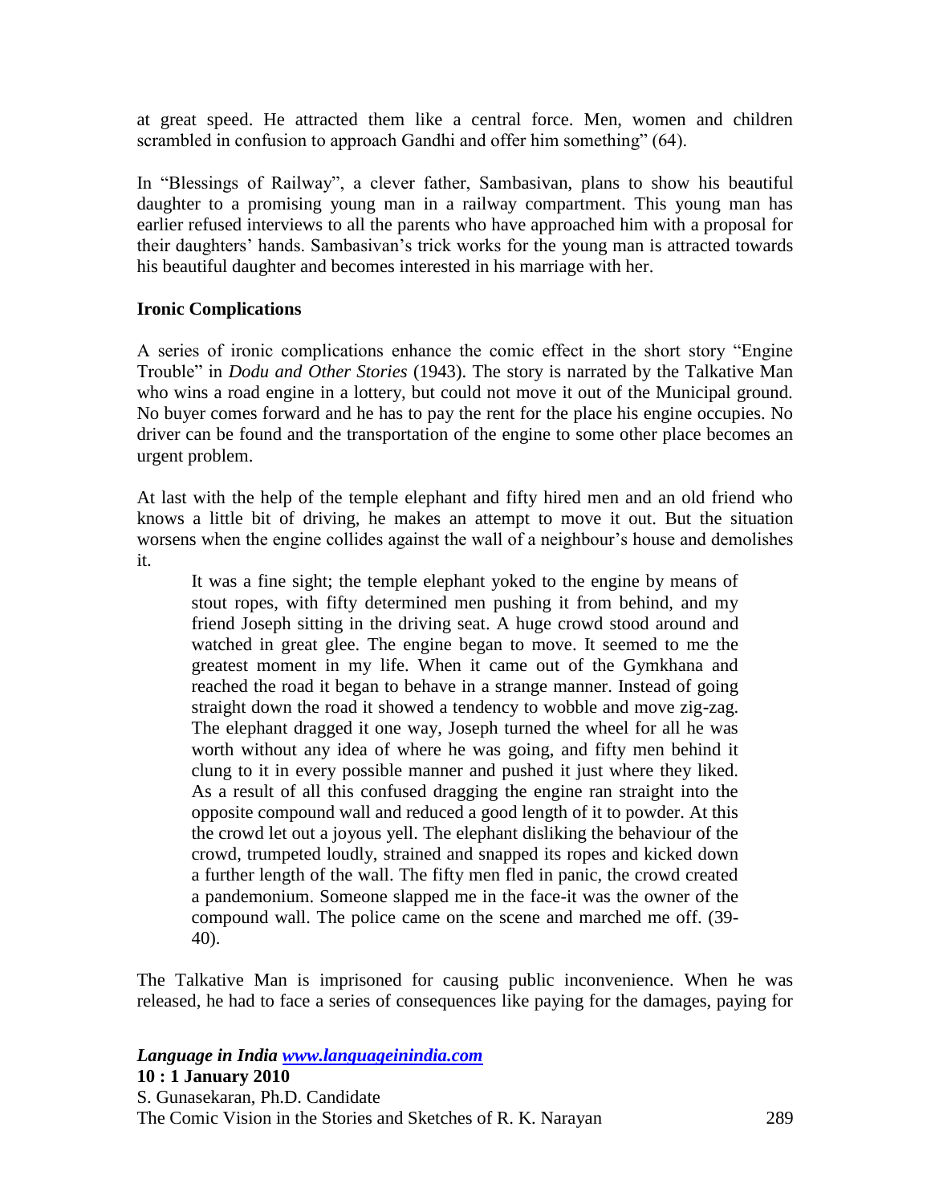at great speed. He attracted them like a central force. Men, women and children scrambled in confusion to approach Gandhi and offer him something" (64).

In "Blessings of Railway", a clever father, Sambasivan, plans to show his beautiful daughter to a promising young man in a railway compartment. This young man has earlier refused interviews to all the parents who have approached him with a proposal for their daughters' hands. Sambasivan's trick works for the young man is attracted towards his beautiful daughter and becomes interested in his marriage with her.

**Ironic Complications**

A series of ironic complications enhance the comic effect in the short story "Engine Trouble" in *Dodu and Other Stories* (1943). The story is narrated by the Talkative Man who wins a road engine in a lottery, but could not move it out of the Municipal ground. No buyer comes forward and he has to pay the rent for the place his engine occupies. No driver can be found and the transportation of the engine to some other place becomes an urgent problem.

At last with the help of the temple elephant and fifty hired men and an old friend who knows a little bit of driving, he makes an attempt to move it out. But the situation worsens when the engine collides against the wall of a neighbour's house and demolishes it.

> It was a fine sight; the temple elephant yoked to the engine by means of stout ropes, with fifty determined men pushing it from behind, and my friend Joseph sitting in the driving seat. A huge crowd stood around and watched in great glee. The engine began to move. It seemed to me the greatest moment in my life. When it came out of the Gymkhana and reached the road it began to behave in a strange manner. Instead of going straight down the road it showed a tendency to wobble and move zig-zag. The elephant dragged it one way, Joseph turned the wheel for all he was worth without any idea of where he was going, and fifty men behind it clung to it in every possible manner and pushed it just where they liked. As a result of all this confused dragging the engine ran straight into the opposite compound wall and reduced a good length of it to powder. At this the crowd let out a joyous yell. The elephant disliking the behaviour of the crowd, trumpeted loudly, strained and snapped its ropes and kicked down a further length of the wall. The fifty men fled in panic, the crowd created a pandemonium. Someone slapped me in the face-it was the owner of the compound wall. The police came on the scene and marched me off. (39-40).

The Talkative Man is imprisoned for causing public inconvenience. When he was released, he had to face a series of consequences like paying for the damages, paying for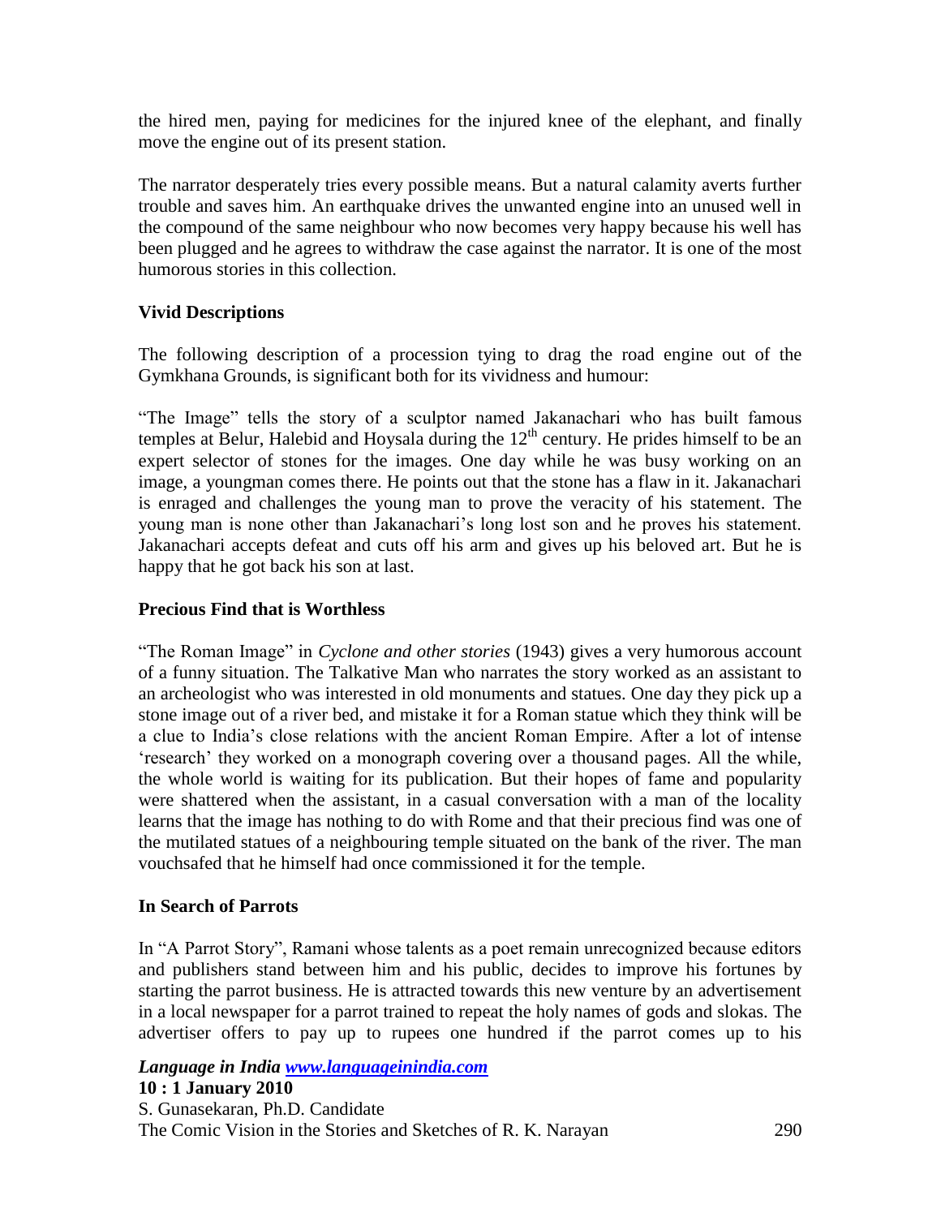the hired men, paying for medicines for the injured knee of the elephant, and finally move the engine out of its present station.

The narrator desperately tries every possible means. But a natural calamity averts further trouble and saves him. An earthquake drives the unwanted engine into an unused well in the compound of the same neighbour who now becomes very happy because his well has been plugged and he agrees to withdraw the case against the narrator. It is one of the most humorous stories in this collection.

### Vivid Descriptions

The following description of a procession tying to drag the road engine out of the Gymkhana Grounds, is significant both for its vividness and humour:

"The Image" tells the story of a sculptor named Jakanachari who has built famous temples at Belur, Halebid and Hoysala during the 12th century. He prides himself to be an expert selector of stones for the images. One day while he was busy working on an image, a youngman comes there. He points out that the stone has a flaw in it. Jakanachari is enraged and challenges the young man to prove the veracity of his statement. The young man is none other than Jakanachari's long lost son and he proves his statement. Jakanachari accepts defeat and cuts off his arm and gives up his beloved art. But he is happy that he got back his son at last.

### Precious Find that is Worthless

"The Roman Image" in *Cyclone and other stories* (1943) gives a very humorous account of a funny situation. The Talkative Man who narrates the story worked as an assistant to an archeologist who was interested in old monuments and statues. One day they pick up a stone image out of a river bed, and mistake it for a Roman statue which they think will be a clue to India's close relations with the ancient Roman Empire. After a lot of intense 'research' they worked on a monograph covering over a thousand pages. All the while, the whole world is waiting for its publication. But their hopes of fame and popularity were shattered when the assistant, in a casual conversation with a man of the locality learns that the image has nothing to do with Rome and that their precious find was one of the mutilated statues of a neighbouring temple situated on the bank of the river. The man vouchsafed that he himself had once commissioned it for the temple.

### In Search of Parrots

In "A Parrot Story", Ramani whose talents as a poet remain unrecognized because editors and publishers stand between him and his public, decides to improve his fortunes by starting the parrot business. He is attracted towards this new venture by an advertisement in a local newspaper for a parrot trained to repeat the holy names of gods and slokas. The advertiser offers to pay up to rupees one hundred if the parrot comes up to his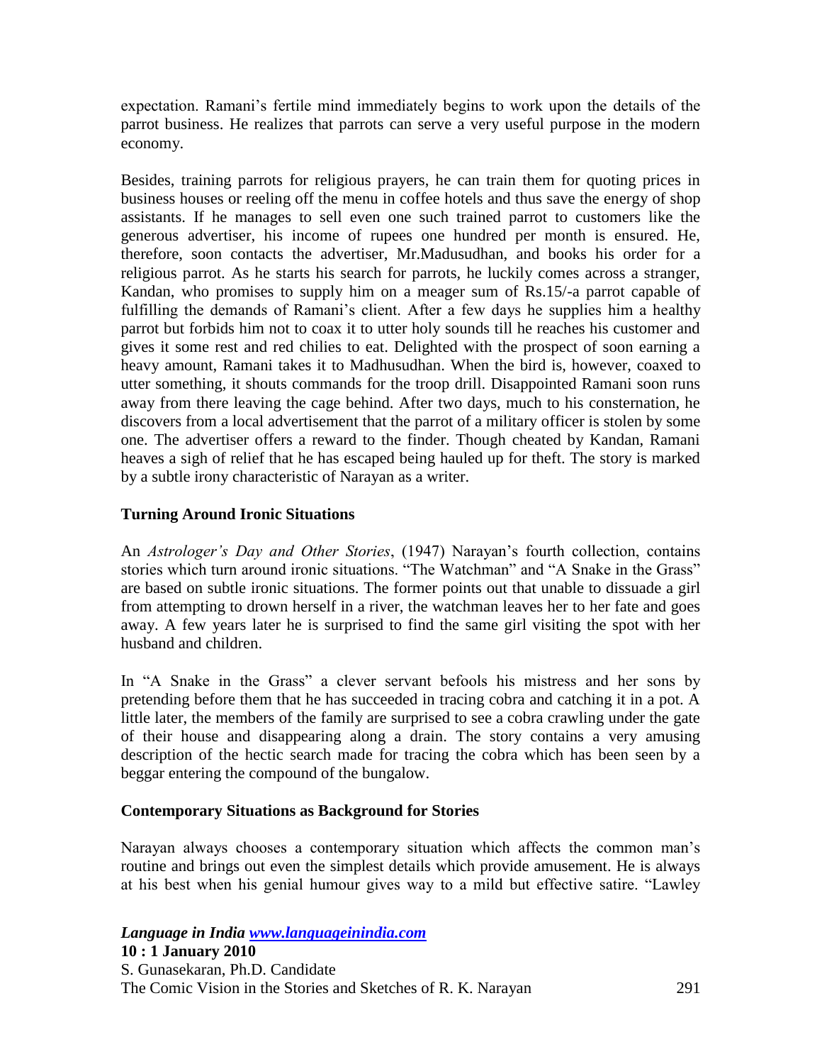expectation. Ramani's fertile mind immediately begins to work upon the details of the parrot business. He realizes that parrots can serve a very useful purpose in the modern economy.

Besides, training parrots for religious prayers, he can train them for quoting prices in business houses or reeling off the menu in coffee hotels and thus save the energy of shop assistants. If he manages to sell even one such trained parrot to customers like the generous advertiser, his income of rupees one hundred per month is ensured. He, therefore, soon contacts the advertiser, Mr.Madusudhan, and books his order for a religious parrot. As he starts his search for parrots, he luckily comes across a stranger, Kandan, who promises to supply him on a meager sum of Rs.15/-a parrot capable of fulfilling the demands of Ramani's client. After a few days he supplies him a healthy parrot but forbids him not to coax it to utter holy sounds till he reaches his customer and gives it some rest and red chilies to eat. Delighted with the prospect of soon earning a heavy amount, Ramani takes it to Madhusudhan. When the bird is, however, coaxed to utter something, it shouts commands for the troop drill. Disappointed Ramani soon runs away from there leaving the cage behind. After two days, much to his consternation, he discovers from a local advertisement that the parrot of a military officer is stolen by some one. The advertiser offers a reward to the finder. Though cheated by Kandan, Ramani heaves a sigh of relief that he has escaped being hauled up for theft. The story is marked by a subtle irony characteristic of Narayan as a writer.

### Turning Around Ironic Situations

An *Astrologer's Day and Other Stories*, (1947) Narayan's fourth collection, contains stories which turn around ironic situations. "The Watchman" and "A Snake in the Grass" are based on subtle ironic situations. The former points out that unable to dissuade a girl from attempting to drown herself in a river, the watchman leaves her to her fate and goes away. A few years later he is surprised to find the same girl visiting the spot with her husband and children.

In "A Snake in the Grass" a clever servant befools his mistress and her sons by pretending before them that he has succeeded in tracing cobra and catching it in a pot. A little later, the members of the family are surprised to see a cobra crawling under the gate of their house and disappearing along a drain. The story contains a very amusing description of the hectic search made for tracing the cobra which has been seen by a beggar entering the compound of the bungalow.

### Contemporary Situations as Background for Stories

Narayan always chooses a contemporary situation which affects the common man's routine and brings out even the simplest details which provide amusement. He is always at his best when his genial humour gives way to a mild but effective satire. "Lawley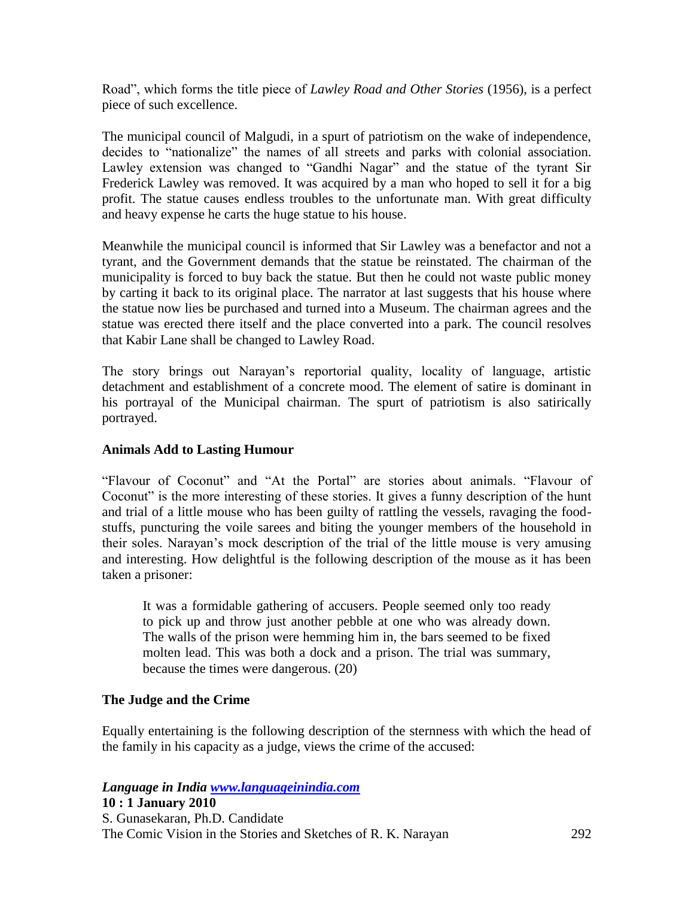Road", which forms the title piece of *Lawley Road and Other Stories* (1956), is a perfect piece of such excellence.

The municipal council of Malgudi, in a spurt of patriotism on the wake of independence, decides to "nationalize" the names of all streets and parks with colonial association. Lawley extension was changed to "Gandhi Nagar" and the statue of the tyrant Sir Frederick Lawley was removed. It was acquired by a man who hoped to sell it for a big profit. The statue causes endless troubles to the unfortunate man. With great difficulty and heavy expense he carts the huge statue to his house.

Meanwhile the municipal council is informed that Sir Lawley was a benefactor and not a tyrant, and the Government demands that the statue be reinstated. The chairman of the municipality is forced to buy back the statue. But then he could not waste public money by carting it back to its original place. The narrator at last suggests that his house where the statue now lies be purchased and turned into a Museum. The chairman agrees and the statue was erected there itself and the place converted into a park. The council resolves that Kabir Lane shall be changed to Lawley Road.

The story brings out Narayan's reportorial quality, locality of language, artistic detachment and establishment of a concrete mood. The element of satire is dominant in his portrayal of the Municipal chairman. The spurt of patriotism is also satirically portrayed.

**Animals Add to Lasting Humour**

"Flavour of Coconut" and "At the Portal" are stories about animals. "Flavour of Coconut" is the more interesting of these stories. It gives a funny description of the hunt and trial of a little mouse who has been guilty of rattling the vessels, ravaging the food-stuffs, puncturing the voile sarees and biting the younger members of the household in their soles. Narayan's mock description of the trial of the little mouse is very amusing and interesting. How delightful is the following description of the mouse as it has been taken a prisoner:

> It was a formidable gathering of accusers. People seemed only too ready to pick up and throw just another pebble at one who was already down. The walls of the prison were hemming him in, the bars seemed to be fixed molten lead. This was both a dock and a prison. The trial was summary, because the times were dangerous. (20)

**The Judge and the Crime**

Equally entertaining is the following description of the sternness with which the head of the family in his capacity as a judge, views the crime of the accused: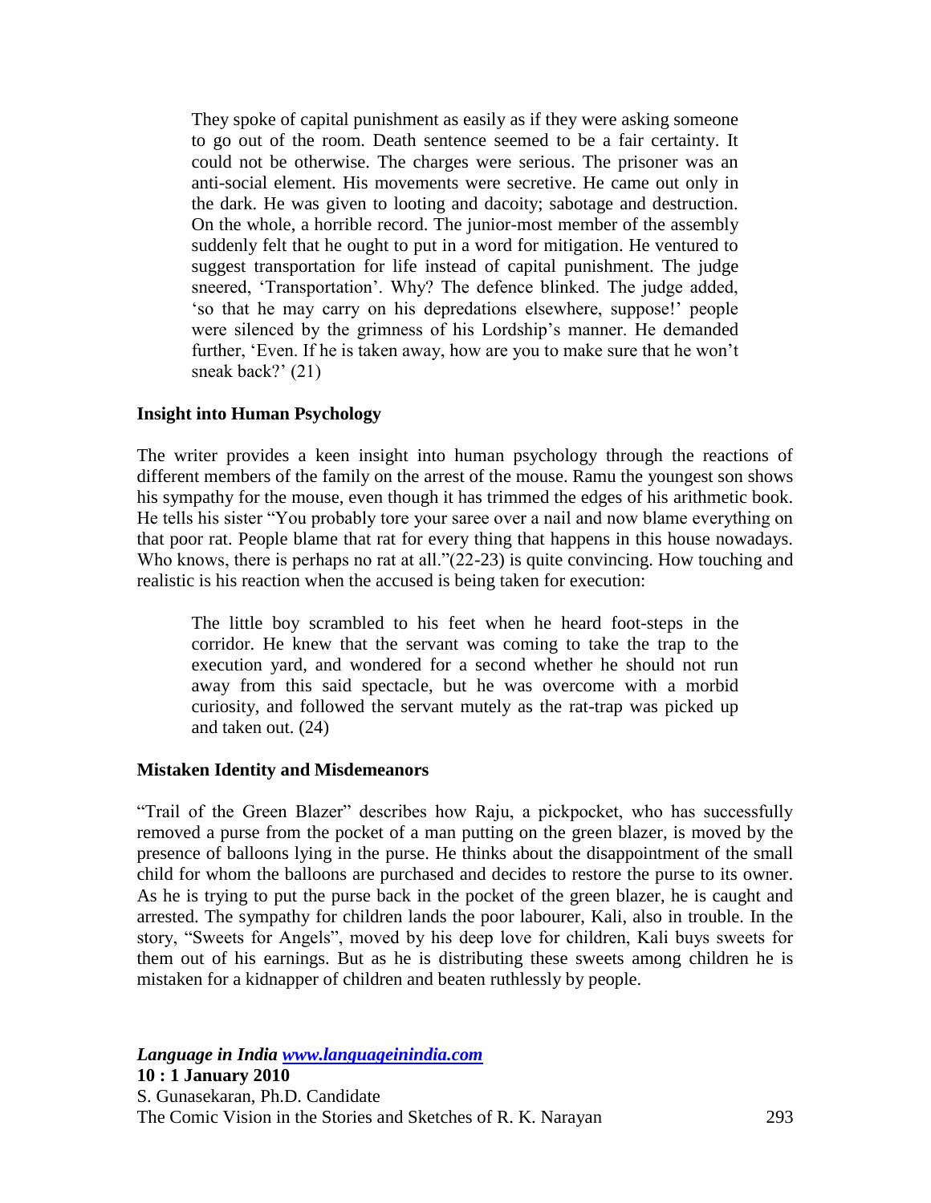> They spoke of capital punishment as easily as if they were asking someone to go out of the room. Death sentence seemed to be a fair certainty. It could not be otherwise. The charges were serious. The prisoner was an anti-social element. His movements were secretive. He came out only in the dark. He was given to looting and dacoity; sabotage and destruction. On the whole, a horrible record. The junior-most member of the assembly suddenly felt that he ought to put in a word for mitigation. He ventured to suggest transportation for life instead of capital punishment. The judge sneered, 'Transportation'. Why? The defence blinked. The judge added, 'so that he may carry on his depredations elsewhere, suppose!' people were silenced by the grimness of his Lordship's manner. He demanded further, 'Even. If he is taken away, how are you to make sure that he won't sneak back?' (21)

**Insight into Human Psychology**

The writer provides a keen insight into human psychology through the reactions of different members of the family on the arrest of the mouse. Ramu the youngest son shows his sympathy for the mouse, even though it has trimmed the edges of his arithmetic book. He tells his sister "You probably tore your saree over a nail and now blame everything on that poor rat. People blame that rat for every thing that happens in this house nowadays. Who knows, there is perhaps no rat at all."(22-23) is quite convincing. How touching and realistic is his reaction when the accused is being taken for execution:

> The little boy scrambled to his feet when he heard foot-steps in the corridor. He knew that the servant was coming to take the trap to the execution yard, and wondered for a second whether he should not run away from this said spectacle, but he was overcome with a morbid curiosity, and followed the servant mutely as the rat-trap was picked up and taken out. (24)

**Mistaken Identity and Misdemeanors**

"Trail of the Green Blazer" describes how Raju, a pickpocket, who has successfully removed a purse from the pocket of a man putting on the green blazer, is moved by the presence of balloons lying in the purse. He thinks about the disappointment of the small child for whom the balloons are purchased and decides to restore the purse to its owner. As he is trying to put the purse back in the pocket of the green blazer, he is caught and arrested. The sympathy for children lands the poor labourer, Kali, also in trouble. In the story, "Sweets for Angels", moved by his deep love for children, Kali buys sweets for them out of his earnings. But as he is distributing these sweets among children he is mistaken for a kidnapper of children and beaten ruthlessly by people.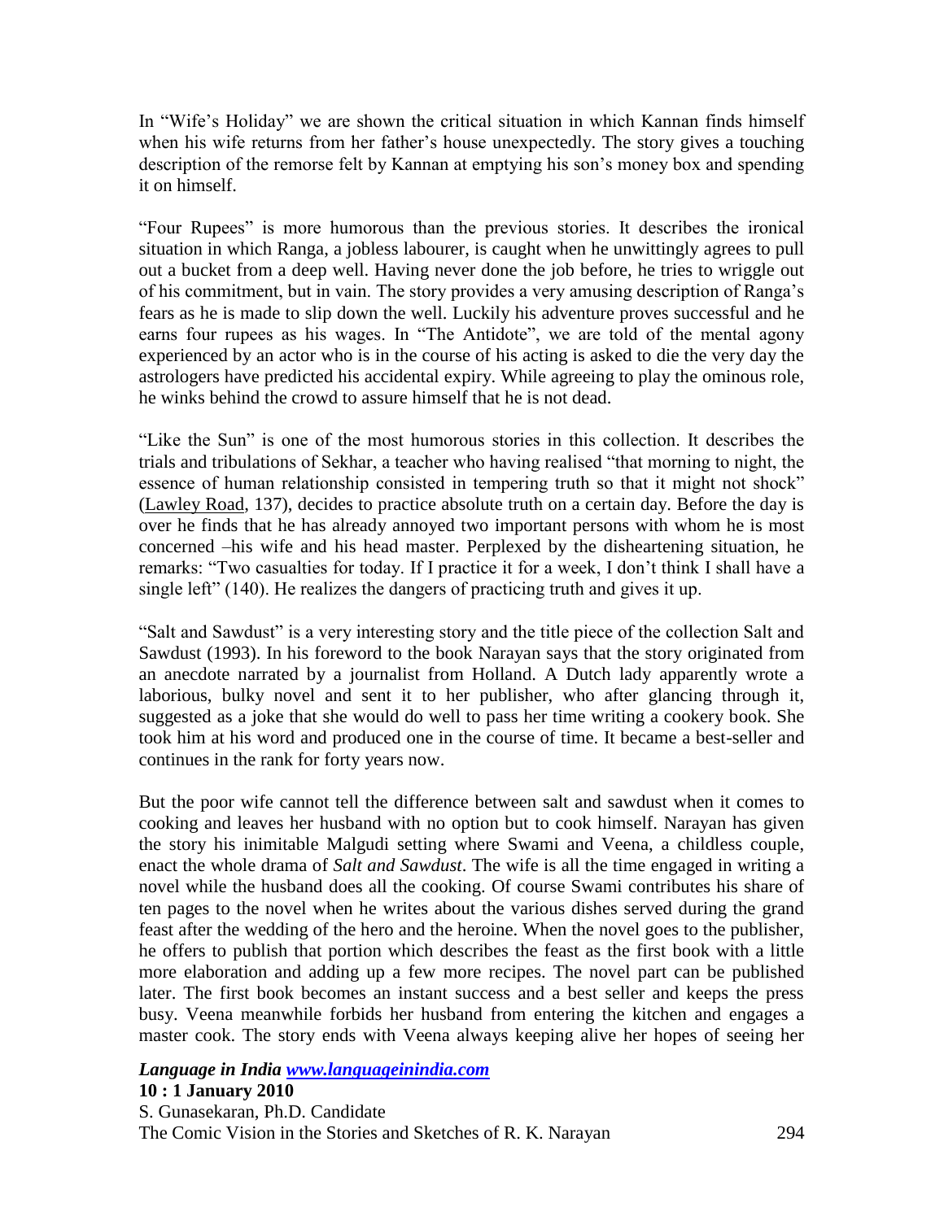In "Wife's Holiday" we are shown the critical situation in which Kannan finds himself when his wife returns from her father's house unexpectedly. The story gives a touching description of the remorse felt by Kannan at emptying his son's money box and spending it on himself.

"Four Rupees" is more humorous than the previous stories. It describes the ironical situation in which Ranga, a jobless labourer, is caught when he unwittingly agrees to pull out a bucket from a deep well. Having never done the job before, he tries to wriggle out of his commitment, but in vain. The story provides a very amusing description of Ranga's fears as he is made to slip down the well. Luckily his adventure proves successful and he earns four rupees as his wages. In "The Antidote", we are told of the mental agony experienced by an actor who is in the course of his acting is asked to die the very day the astrologers have predicted his accidental expiry. While agreeing to play the ominous role, he winks behind the crowd to assure himself that he is not dead.

"Like the Sun" is one of the most humorous stories in this collection. It describes the trials and tribulations of Sekhar, a teacher who having realised "that morning to night, the essence of human relationship consisted in tempering truth so that it might not shock" (Lawley Road, 137), decides to practice absolute truth on a certain day. Before the day is over he finds that he has already annoyed two important persons with whom he is most concerned –his wife and his head master. Perplexed by the disheartening situation, he remarks: "Two casualties for today. If I practice it for a week, I don't think I shall have a single left" (140). He realizes the dangers of practicing truth and gives it up.

"Salt and Sawdust" is a very interesting story and the title piece of the collection Salt and Sawdust (1993). In his foreword to the book Narayan says that the story originated from an anecdote narrated by a journalist from Holland. A Dutch lady apparently wrote a laborious, bulky novel and sent it to her publisher, who after glancing through it, suggested as a joke that she would do well to pass her time writing a cookery book. She took him at his word and produced one in the course of time. It became a best-seller and continues in the rank for forty years now.

But the poor wife cannot tell the difference between salt and sawdust when it comes to cooking and leaves her husband with no option but to cook himself. Narayan has given the story his inimitable Malgudi setting where Swami and Veena, a childless couple, enact the whole drama of *Salt and Sawdust*. The wife is all the time engaged in writing a novel while the husband does all the cooking. Of course Swami contributes his share of ten pages to the novel when he writes about the various dishes served during the grand feast after the wedding of the hero and the heroine. When the novel goes to the publisher, he offers to publish that portion which describes the feast as the first book with a little more elaboration and adding up a few more recipes. The novel part can be published later. The first book becomes an instant success and a best seller and keeps the press busy. Veena meanwhile forbids her husband from entering the kitchen and engages a master cook. The story ends with Veena always keeping alive her hopes of seeing her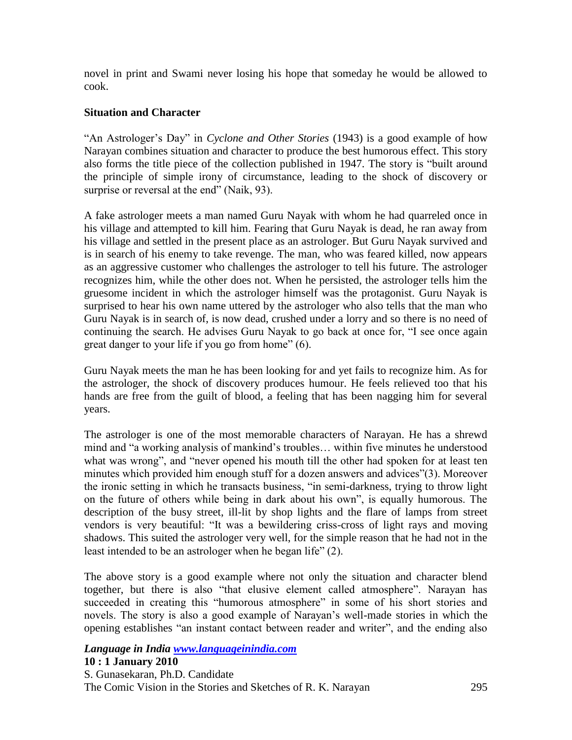novel in print and Swami never losing his hope that someday he would be allowed to cook.

## Situation and Character

"An Astrologer's Day" in *Cyclone and Other Stories* (1943) is a good example of how Narayan combines situation and character to produce the best humorous effect. This story also forms the title piece of the collection published in 1947. The story is "built around the principle of simple irony of circumstance, leading to the shock of discovery or surprise or reversal at the end" (Naik, 93).

A fake astrologer meets a man named Guru Nayak with whom he had quarreled once in his village and attempted to kill him. Fearing that Guru Nayak is dead, he ran away from his village and settled in the present place as an astrologer. But Guru Nayak survived and is in search of his enemy to take revenge. The man, who was feared killed, now appears as an aggressive customer who challenges the astrologer to tell his future. The astrologer recognizes him, while the other does not. When he persisted, the astrologer tells him the gruesome incident in which the astrologer himself was the protagonist. Guru Nayak is surprised to hear his own name uttered by the astrologer who also tells that the man who Guru Nayak is in search of, is now dead, crushed under a lorry and so there is no need of continuing the search. He advises Guru Nayak to go back at once for, "I see once again great danger to your life if you go from home" (6).

Guru Nayak meets the man he has been looking for and yet fails to recognize him. As for the astrologer, the shock of discovery produces humour. He feels relieved too that his hands are free from the guilt of blood, a feeling that has been nagging him for several years.

The astrologer is one of the most memorable characters of Narayan. He has a shrewd mind and "a working analysis of mankind's troubles… within five minutes he understood what was wrong", and "never opened his mouth till the other had spoken for at least ten minutes which provided him enough stuff for a dozen answers and advices"(3). Moreover the ironic setting in which he transacts business, "in semi-darkness, trying to throw light on the future of others while being in dark about his own", is equally humorous. The description of the busy street, ill-lit by shop lights and the flare of lamps from street vendors is very beautiful: "It was a bewildering criss-cross of light rays and moving shadows. This suited the astrologer very well, for the simple reason that he had not in the least intended to be an astrologer when he began life" (2).

The above story is a good example where not only the situation and character blend together, but there is also "that elusive element called atmosphere". Narayan has succeeded in creating this "humorous atmosphere" in some of his short stories and novels. The story is also a good example of Narayan's well-made stories in which the opening establishes "an instant contact between reader and writer", and the ending also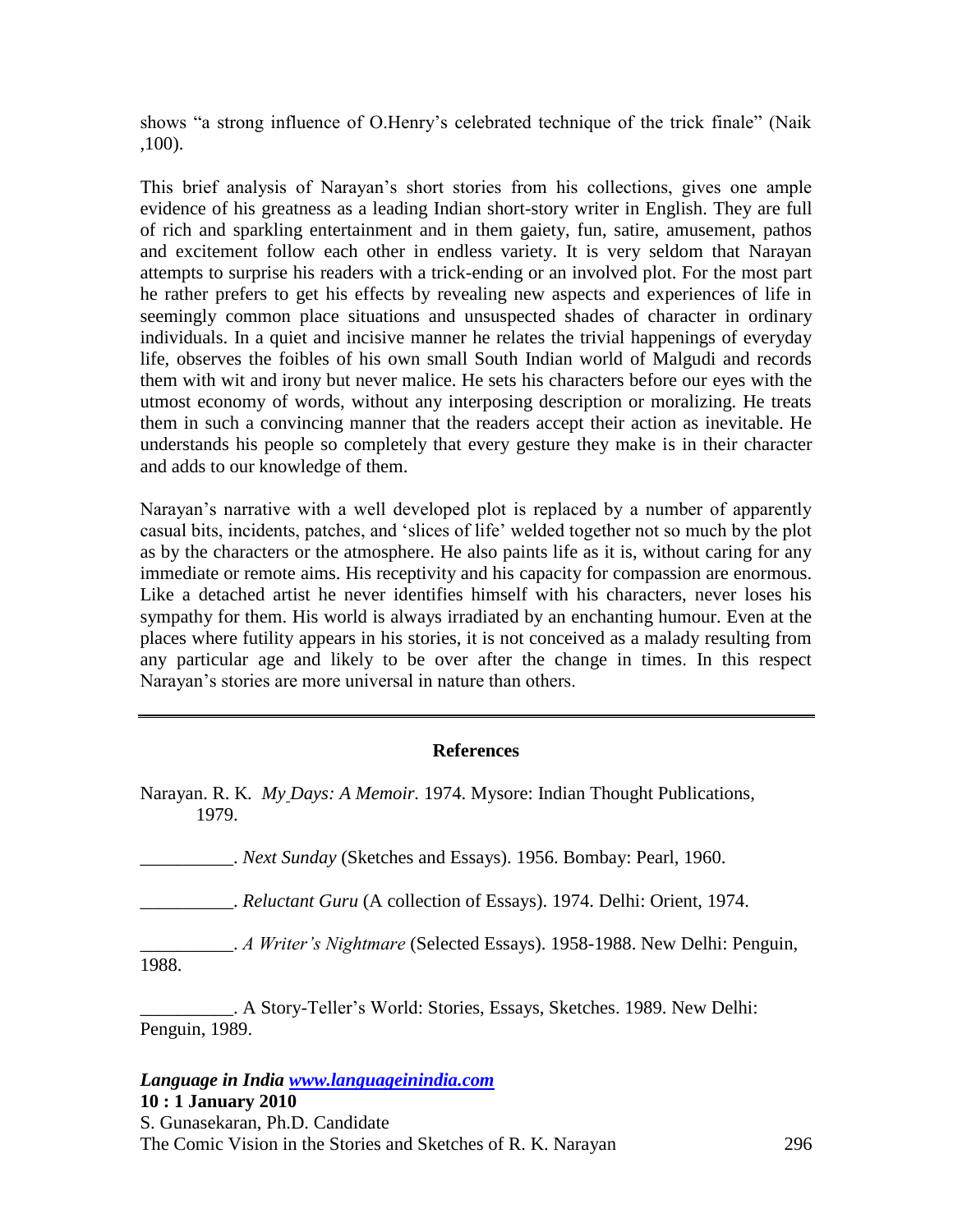shows "a strong influence of O.Henry's celebrated technique of the trick finale" (Naik ,100).

This brief analysis of Narayan's short stories from his collections, gives one ample evidence of his greatness as a leading Indian short-story writer in English. They are full of rich and sparkling entertainment and in them gaiety, fun, satire, amusement, pathos and excitement follow each other in endless variety. It is very seldom that Narayan attempts to surprise his readers with a trick-ending or an involved plot. For the most part he rather prefers to get his effects by revealing new aspects and experiences of life in seemingly common place situations and unsuspected shades of character in ordinary individuals. In a quiet and incisive manner he relates the trivial happenings of everyday life, observes the foibles of his own small South Indian world of Malgudi and records them with wit and irony but never malice. He sets his characters before our eyes with the utmost economy of words, without any interposing description or moralizing. He treats them in such a convincing manner that the readers accept their action as inevitable. He understands his people so completely that every gesture they make is in their character and adds to our knowledge of them.

Narayan's narrative with a well developed plot is replaced by a number of apparently casual bits, incidents, patches, and 'slices of life' welded together not so much by the plot as by the characters or the atmosphere. He also paints life as it is, without caring for any immediate or remote aims. His receptivity and his capacity for compassion are enormous. Like a detached artist he never identifies himself with his characters, never loses his sympathy for them. His world is always irradiated by an enchanting humour. Even at the places where futility appears in his stories, it is not conceived as a malady resulting from any particular age and likely to be over after the change in times. In this respect Narayan's stories are more universal in nature than others.

---

## References

Narayan. R. K. *My Days: A Memoir.* 1974. Mysore: Indian Thought Publications, 1979.

__________. *Next Sunday* (Sketches and Essays). 1956. Bombay: Pearl, 1960.

__________. *Reluctant Guru* (A collection of Essays). 1974. Delhi: Orient, 1974.

__________. *A Writer's Nightmare* (Selected Essays). 1958-1988. New Delhi: Penguin, 1988.

__________. A Story-Teller's World: Stories, Essays, Sketches. 1989. New Delhi: Penguin, 1989.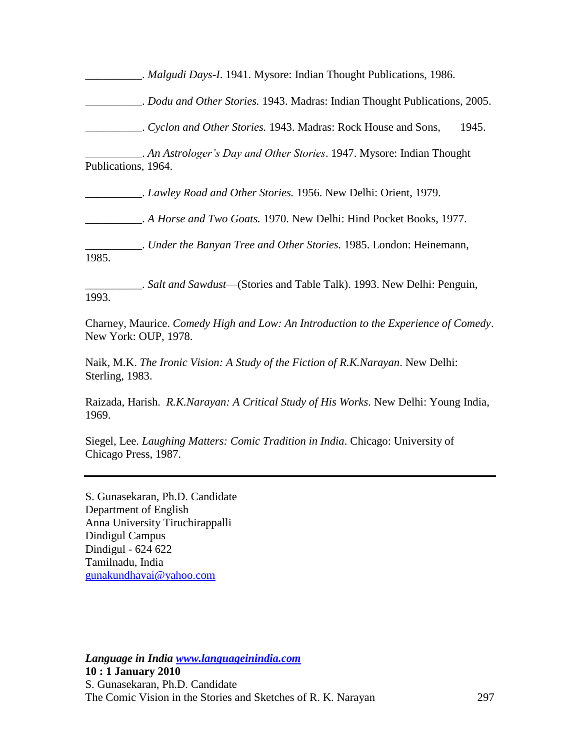__________. *Malgudi Days-I*. 1941. Mysore: Indian Thought Publications, 1986.

__________. *Dodu and Other Stories.* 1943. Madras: Indian Thought Publications, 2005.

__________. *Cyclon and Other Stories.* 1943. Madras: Rock House and Sons, 1945.

__________. *An Astrologer's Day and Other Stories*. 1947. Mysore: Indian Thought Publications, 1964.

__________. *Lawley Road and Other Stories.* 1956. New Delhi: Orient, 1979.

__________. *A Horse and Two Goats.* 1970. New Delhi: Hind Pocket Books, 1977.

__________. *Under the Banyan Tree and Other Stories.* 1985. London: Heinemann, 1985.

__________. *Salt and Sawdust*—(Stories and Table Talk). 1993. New Delhi: Penguin, 1993.

Charney, Maurice. *Comedy High and Low: An Introduction to the Experience of Comedy*. New York: OUP, 1978.

Naik, M.K. *The Ironic Vision: A Study of the Fiction of R.K.Narayan*. New Delhi: Sterling, 1983.

Raizada, Harish. *R.K.Narayan: A Critical Study of His Works*. New Delhi: Young India, 1969.

Siegel, Lee. *Laughing Matters: Comic Tradition in India*. Chicago: University of Chicago Press, 1987.

---

S. Gunasekaran, Ph.D. Candidate
Department of English
Anna University Tiruchirappalli
Dindigul Campus
Dindigul - 624 622
Tamilnadu, India
gunakundhavai@yahoo.com